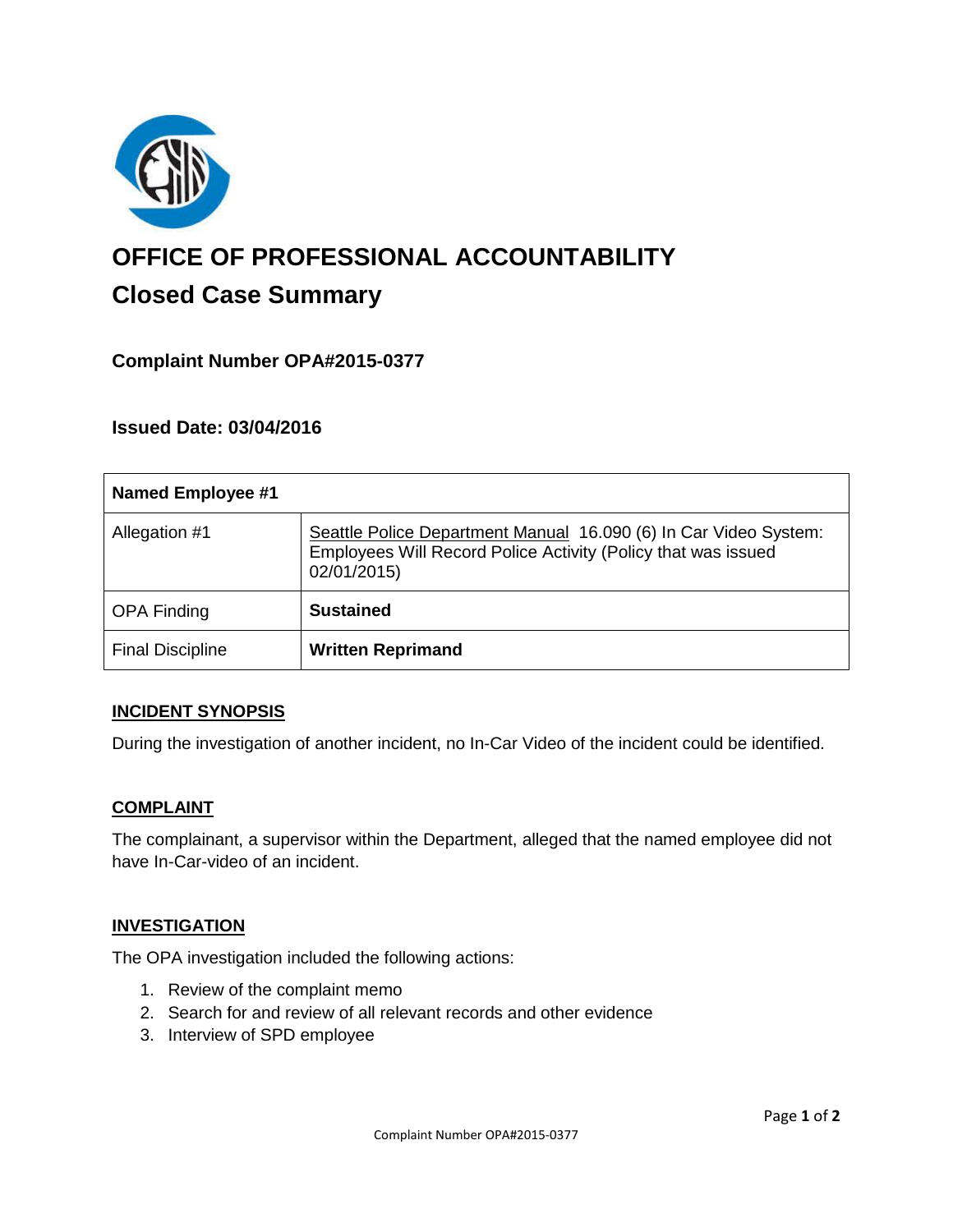# OFFICE OF PROFESSIONAL ACCOUNTABILITY

## Closed Case Summary

### Complaint Number OPA#2015-0377

### Issued Date: 03/04/2016

| **Named Employee #1** | |
|---|---|
| Allegation #1 | Seattle Police Department Manual 16.090 (6) In Car Video System: Employees Will Record Police Activity (Policy that was issued 02/01/2015) |
| OPA Finding | **Sustained** |
| Final Discipline | **Written Reprimand** |

### INCIDENT SYNOPSIS

During the investigation of another incident, no In-Car Video of the incident could be identified.

### COMPLAINT

The complainant, a supervisor within the Department, alleged that the named employee did not have In-Car-video of an incident.

### INVESTIGATION

The OPA investigation included the following actions:

1. Review of the complaint memo
2. Search for and review of all relevant records and other evidence
3. Interview of SPD employee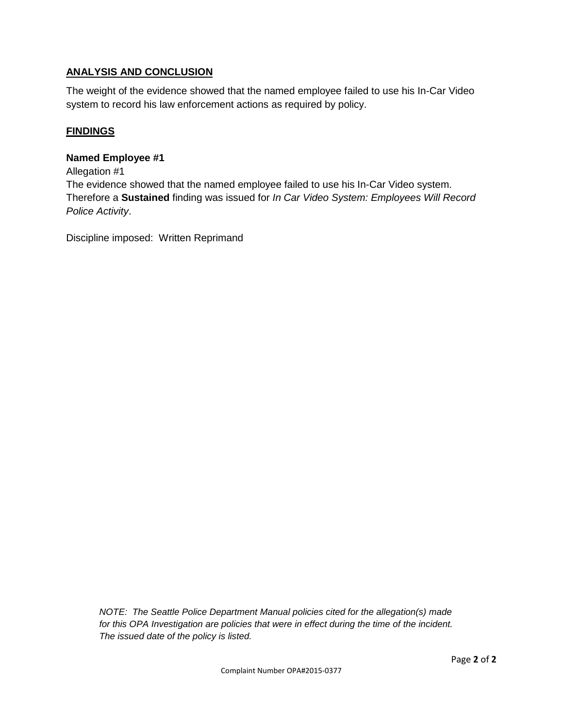## ANALYSIS AND CONCLUSION

The weight of the evidence showed that the named employee failed to use his In-Car Video system to record his law enforcement actions as required by policy.

## FINDINGS

**Named Employee #1**

Allegation #1

The evidence showed that the named employee failed to use his In-Car Video system. Therefore a **Sustained** finding was issued for *In Car Video System: Employees Will Record Police Activity*.

Discipline imposed: Written Reprimand

*NOTE: The Seattle Police Department Manual policies cited for the allegation(s) made for this OPA Investigation are policies that were in effect during the time of the incident. The issued date of the policy is listed.*

Complaint Number OPA#2015-0377